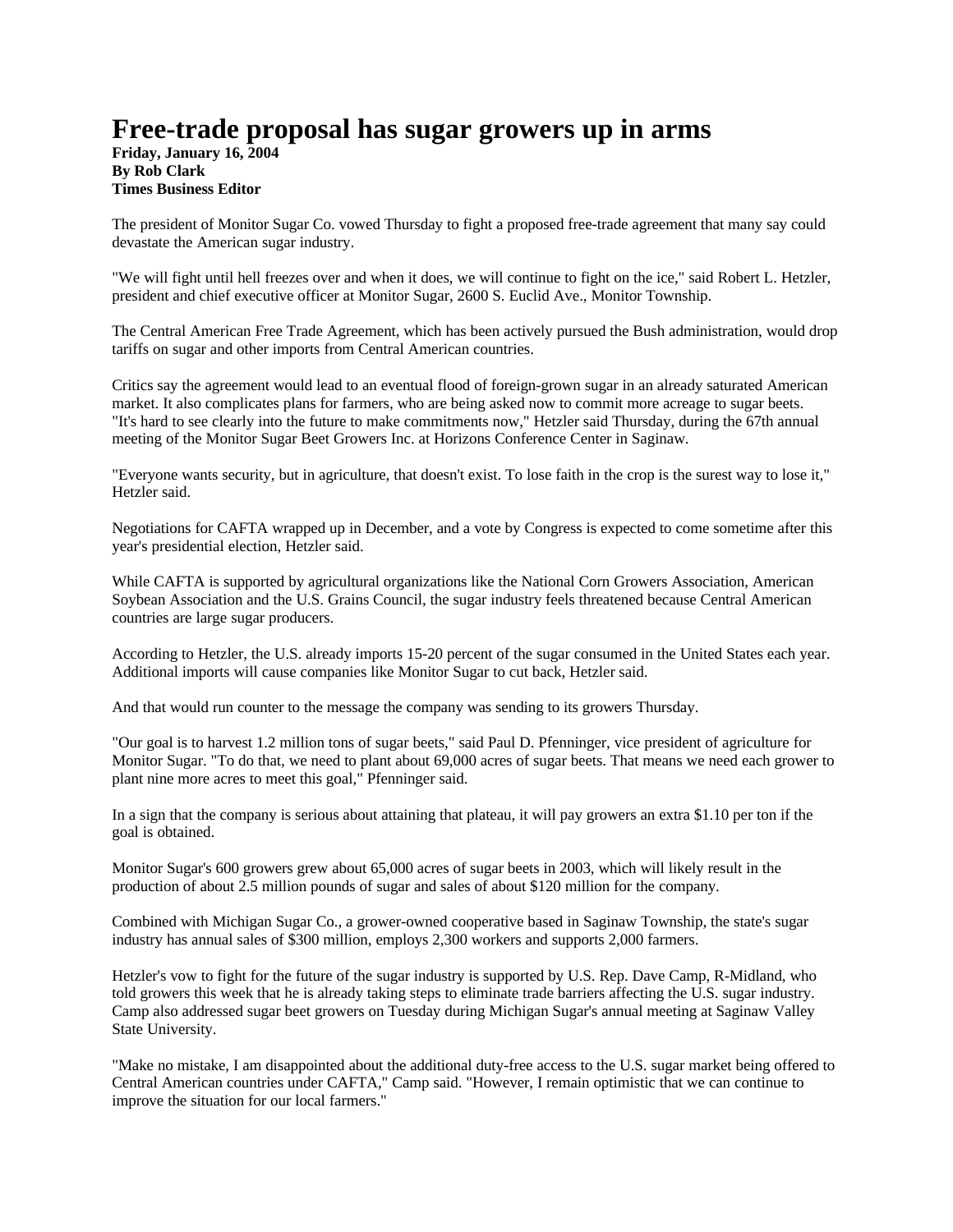# Free-trade proposal has sugar growers up in arms

**Friday, January 16, 2004**
**By Rob Clark**
**Times Business Editor**

The president of Monitor Sugar Co. vowed Thursday to fight a proposed free-trade agreement that many say could devastate the American sugar industry.

"We will fight until hell freezes over and when it does, we will continue to fight on the ice," said Robert L. Hetzler, president and chief executive officer at Monitor Sugar, 2600 S. Euclid Ave., Monitor Township.

The Central American Free Trade Agreement, which has been actively pursued the Bush administration, would drop tariffs on sugar and other imports from Central American countries.

Critics say the agreement would lead to an eventual flood of foreign-grown sugar in an already saturated American market. It also complicates plans for farmers, who are being asked now to commit more acreage to sugar beets. "It's hard to see clearly into the future to make commitments now," Hetzler said Thursday, during the 67th annual meeting of the Monitor Sugar Beet Growers Inc. at Horizons Conference Center in Saginaw.

"Everyone wants security, but in agriculture, that doesn't exist. To lose faith in the crop is the surest way to lose it," Hetzler said.

Negotiations for CAFTA wrapped up in December, and a vote by Congress is expected to come sometime after this year's presidential election, Hetzler said.

While CAFTA is supported by agricultural organizations like the National Corn Growers Association, American Soybean Association and the U.S. Grains Council, the sugar industry feels threatened because Central American countries are large sugar producers.

According to Hetzler, the U.S. already imports 15-20 percent of the sugar consumed in the United States each year. Additional imports will cause companies like Monitor Sugar to cut back, Hetzler said.

And that would run counter to the message the company was sending to its growers Thursday.

"Our goal is to harvest 1.2 million tons of sugar beets," said Paul D. Pfenninger, vice president of agriculture for Monitor Sugar. "To do that, we need to plant about 69,000 acres of sugar beets. That means we need each grower to plant nine more acres to meet this goal," Pfenninger said.

In a sign that the company is serious about attaining that plateau, it will pay growers an extra $1.10 per ton if the goal is obtained.

Monitor Sugar's 600 growers grew about 65,000 acres of sugar beets in 2003, which will likely result in the production of about 2.5 million pounds of sugar and sales of about $120 million for the company.

Combined with Michigan Sugar Co., a grower-owned cooperative based in Saginaw Township, the state's sugar industry has annual sales of $300 million, employs 2,300 workers and supports 2,000 farmers.

Hetzler's vow to fight for the future of the sugar industry is supported by U.S. Rep. Dave Camp, R-Midland, who told growers this week that he is already taking steps to eliminate trade barriers affecting the U.S. sugar industry. Camp also addressed sugar beet growers on Tuesday during Michigan Sugar's annual meeting at Saginaw Valley State University.

"Make no mistake, I am disappointed about the additional duty-free access to the U.S. sugar market being offered to Central American countries under CAFTA," Camp said. "However, I remain optimistic that we can continue to improve the situation for our local farmers."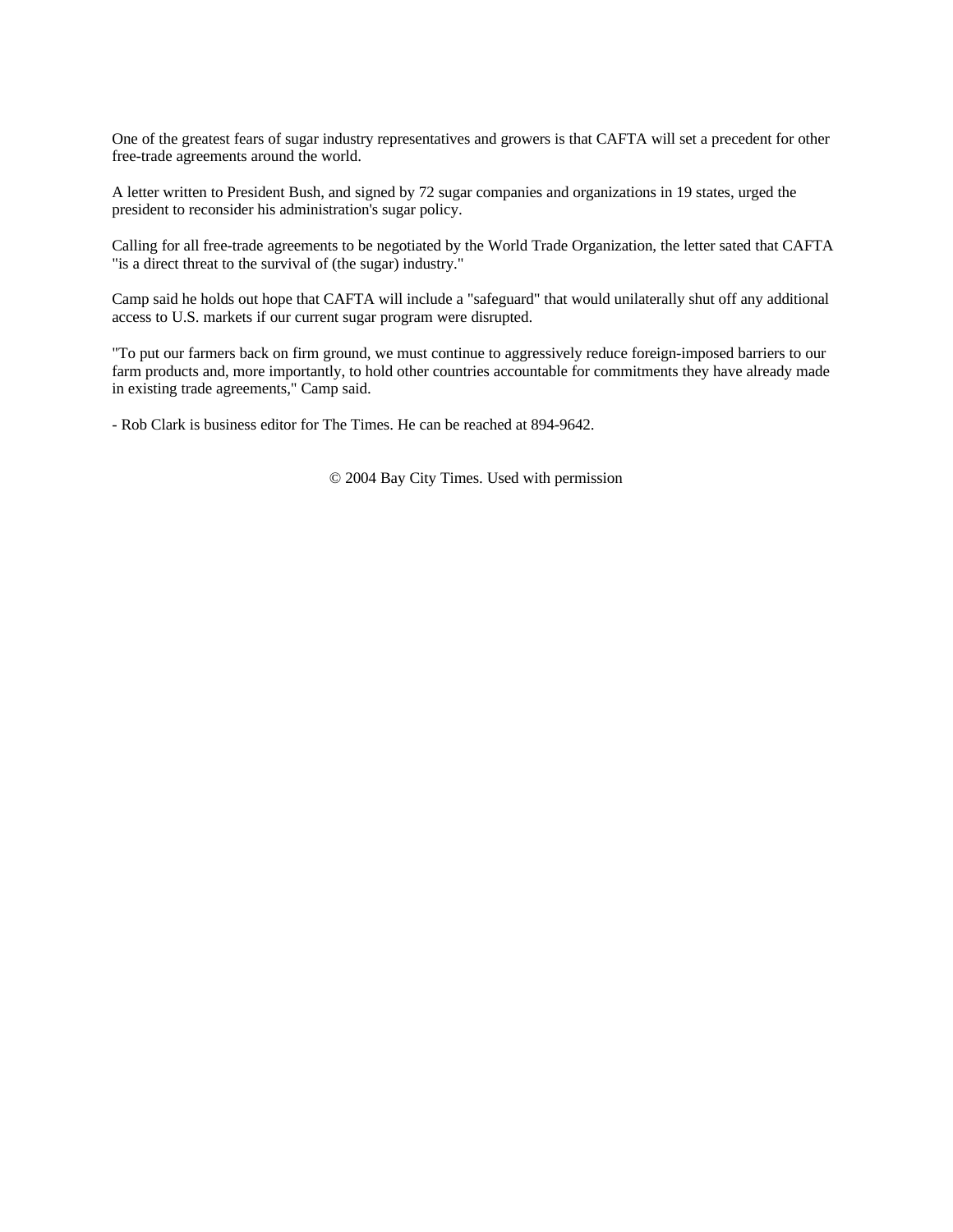One of the greatest fears of sugar industry representatives and growers is that CAFTA will set a precedent for other free-trade agreements around the world.

A letter written to President Bush, and signed by 72 sugar companies and organizations in 19 states, urged the president to reconsider his administration's sugar policy.

Calling for all free-trade agreements to be negotiated by the World Trade Organization, the letter sated that CAFTA "is a direct threat to the survival of (the sugar) industry."

Camp said he holds out hope that CAFTA will include a "safeguard" that would unilaterally shut off any additional access to U.S. markets if our current sugar program were disrupted.

"To put our farmers back on firm ground, we must continue to aggressively reduce foreign-imposed barriers to our farm products and, more importantly, to hold other countries accountable for commitments they have already made in existing trade agreements," Camp said.

- Rob Clark is business editor for The Times. He can be reached at 894-9642.

© 2004 Bay City Times. Used with permission